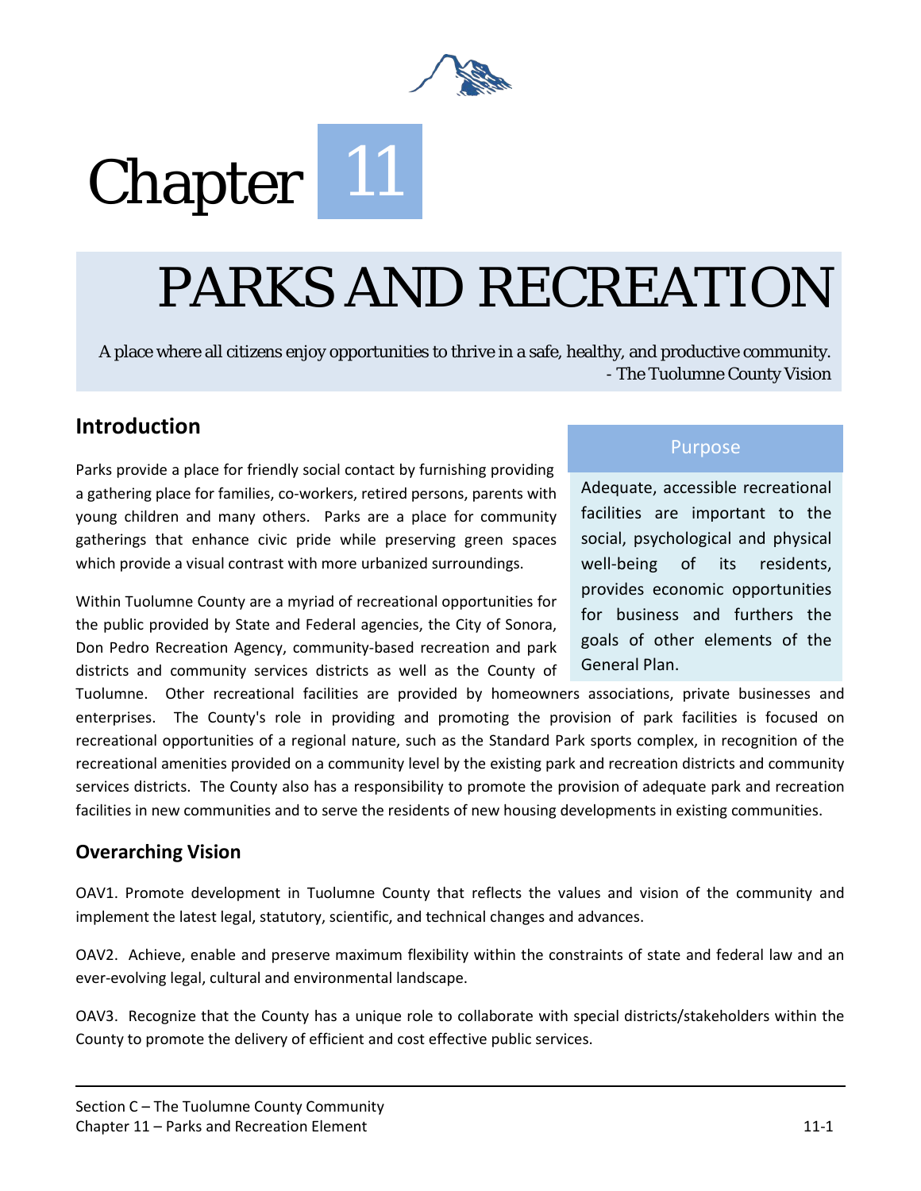# Chapter 11

# PARKS AND RECREATION

A place where all citizens enjoy opportunities to thrive in a safe, healthy, and productive community.
- The Tuolumne County Vision

## Introduction

Parks provide a place for friendly social contact by furnishing providing a gathering place for families, co-workers, retired persons, parents with young children and many others. Parks are a place for community gatherings that enhance civic pride while preserving green spaces which provide a visual contrast with more urbanized surroundings.

Within Tuolumne County are a myriad of recreational opportunities for the public provided by State and Federal agencies, the City of Sonora, Don Pedro Recreation Agency, community-based recreation and park districts and community services districts as well as the County of Tuolumne. Other recreational facilities are provided by homeowners associations, private businesses and enterprises. The County's role in providing and promoting the provision of park facilities is focused on recreational opportunities of a regional nature, such as the Standard Park sports complex, in recognition of the recreational amenities provided on a community level by the existing park and recreation districts and community services districts. The County also has a responsibility to promote the provision of adequate park and recreation facilities in new communities and to serve the residents of new housing developments in existing communities.

> **Purpose**
>
> Adequate, accessible recreational facilities are important to the social, psychological and physical well-being of its residents, provides economic opportunities for business and furthers the goals of other elements of the General Plan.

### Overarching Vision

OAV1. Promote development in Tuolumne County that reflects the values and vision of the community and implement the latest legal, statutory, scientific, and technical changes and advances.

OAV2. Achieve, enable and preserve maximum flexibility within the constraints of state and federal law and an ever-evolving legal, cultural and environmental landscape.

OAV3. Recognize that the County has a unique role to collaborate with special districts/stakeholders within the County to promote the delivery of efficient and cost effective public services.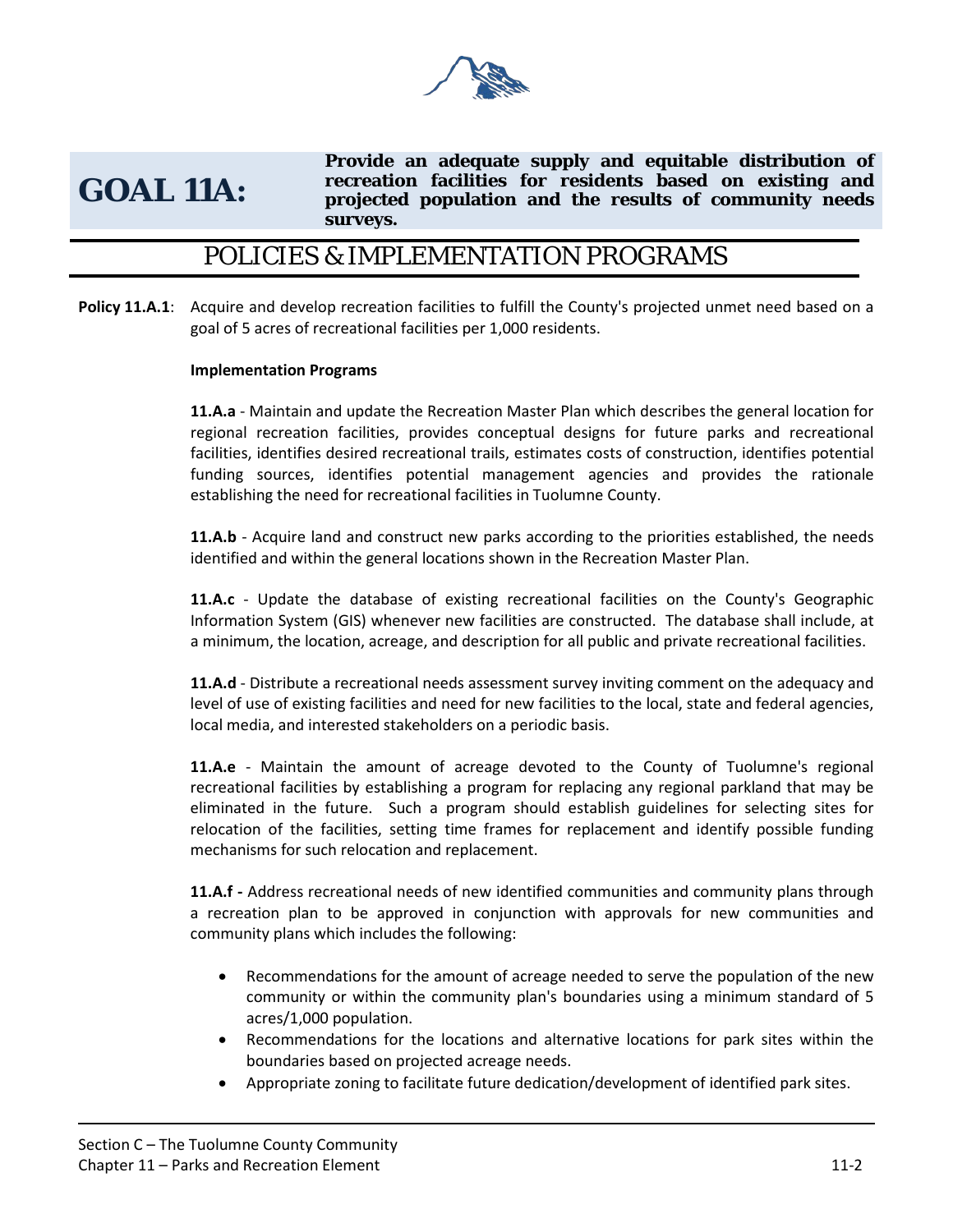## GOAL 11A: Provide an adequate supply and equitable distribution of recreation facilities for residents based on existing and projected population and the results of community needs surveys.

## POLICIES & IMPLEMENTATION PROGRAMS

**Policy 11.A.1**: Acquire and develop recreation facilities to fulfill the County's projected unmet need based on a goal of 5 acres of recreational facilities per 1,000 residents.

**Implementation Programs**

**11.A.a** - Maintain and update the Recreation Master Plan which describes the general location for regional recreation facilities, provides conceptual designs for future parks and recreational facilities, identifies desired recreational trails, estimates costs of construction, identifies potential funding sources, identifies potential management agencies and provides the rationale establishing the need for recreational facilities in Tuolumne County.

**11.A.b** - Acquire land and construct new parks according to the priorities established, the needs identified and within the general locations shown in the Recreation Master Plan.

**11.A.c** - Update the database of existing recreational facilities on the County's Geographic Information System (GIS) whenever new facilities are constructed. The database shall include, at a minimum, the location, acreage, and description for all public and private recreational facilities.

**11.A.d** - Distribute a recreational needs assessment survey inviting comment on the adequacy and level of use of existing facilities and need for new facilities to the local, state and federal agencies, local media, and interested stakeholders on a periodic basis.

**11.A.e** - Maintain the amount of acreage devoted to the County of Tuolumne's regional recreational facilities by establishing a program for replacing any regional parkland that may be eliminated in the future. Such a program should establish guidelines for selecting sites for relocation of the facilities, setting time frames for replacement and identify possible funding mechanisms for such relocation and replacement.

**11.A.f -** Address recreational needs of new identified communities and community plans through a recreation plan to be approved in conjunction with approvals for new communities and community plans which includes the following:

- Recommendations for the amount of acreage needed to serve the population of the new community or within the community plan's boundaries using a minimum standard of 5 acres/1,000 population.
- Recommendations for the locations and alternative locations for park sites within the boundaries based on projected acreage needs.
- Appropriate zoning to facilitate future dedication/development of identified park sites.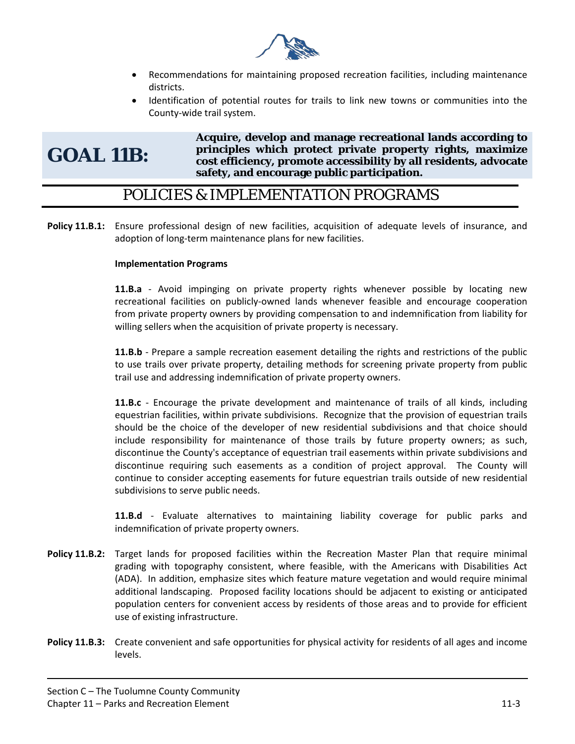- Recommendations for maintaining proposed recreation facilities, including maintenance districts.
- Identification of potential routes for trails to link new towns or communities into the County-wide trail system.

## GOAL 11B: Acquire, develop and manage recreational lands according to principles which protect private property rights, maximize cost efficiency, promote accessibility by all residents, advocate safety, and encourage public participation.

## POLICIES & IMPLEMENTATION PROGRAMS

**Policy 11.B.1:** Ensure professional design of new facilities, acquisition of adequate levels of insurance, and adoption of long-term maintenance plans for new facilities.

**Implementation Programs**

**11.B.a** - Avoid impinging on private property rights whenever possible by locating new recreational facilities on publicly-owned lands whenever feasible and encourage cooperation from private property owners by providing compensation to and indemnification from liability for willing sellers when the acquisition of private property is necessary.

**11.B.b** - Prepare a sample recreation easement detailing the rights and restrictions of the public to use trails over private property, detailing methods for screening private property from public trail use and addressing indemnification of private property owners.

**11.B.c** - Encourage the private development and maintenance of trails of all kinds, including equestrian facilities, within private subdivisions. Recognize that the provision of equestrian trails should be the choice of the developer of new residential subdivisions and that choice should include responsibility for maintenance of those trails by future property owners; as such, discontinue the County's acceptance of equestrian trail easements within private subdivisions and discontinue requiring such easements as a condition of project approval. The County will continue to consider accepting easements for future equestrian trails outside of new residential subdivisions to serve public needs.

**11.B.d** - Evaluate alternatives to maintaining liability coverage for public parks and indemnification of private property owners.

**Policy 11.B.2:** Target lands for proposed facilities within the Recreation Master Plan that require minimal grading with topography consistent, where feasible, with the Americans with Disabilities Act (ADA). In addition, emphasize sites which feature mature vegetation and would require minimal additional landscaping. Proposed facility locations should be adjacent to existing or anticipated population centers for convenient access by residents of those areas and to provide for efficient use of existing infrastructure.

**Policy 11.B.3:** Create convenient and safe opportunities for physical activity for residents of all ages and income levels.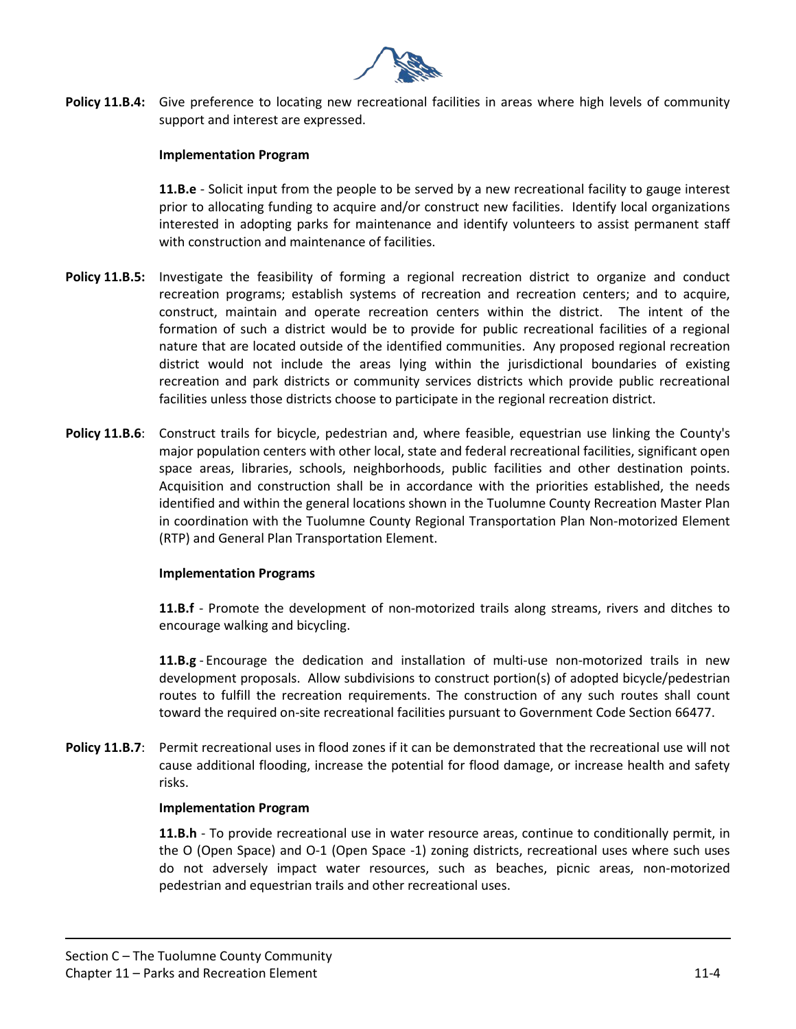**Policy 11.B.4:** Give preference to locating new recreational facilities in areas where high levels of community support and interest are expressed.

**Implementation Program**

**11.B.e** - Solicit input from the people to be served by a new recreational facility to gauge interest prior to allocating funding to acquire and/or construct new facilities. Identify local organizations interested in adopting parks for maintenance and identify volunteers to assist permanent staff with construction and maintenance of facilities.

**Policy 11.B.5:** Investigate the feasibility of forming a regional recreation district to organize and conduct recreation programs; establish systems of recreation and recreation centers; and to acquire, construct, maintain and operate recreation centers within the district. The intent of the formation of such a district would be to provide for public recreational facilities of a regional nature that are located outside of the identified communities. Any proposed regional recreation district would not include the areas lying within the jurisdictional boundaries of existing recreation and park districts or community services districts which provide public recreational facilities unless those districts choose to participate in the regional recreation district.

**Policy 11.B.6**: Construct trails for bicycle, pedestrian and, where feasible, equestrian use linking the County's major population centers with other local, state and federal recreational facilities, significant open space areas, libraries, schools, neighborhoods, public facilities and other destination points. Acquisition and construction shall be in accordance with the priorities established, the needs identified and within the general locations shown in the Tuolumne County Recreation Master Plan in coordination with the Tuolumne County Regional Transportation Plan Non-motorized Element (RTP) and General Plan Transportation Element.

**Implementation Programs**

**11.B.f** - Promote the development of non-motorized trails along streams, rivers and ditches to encourage walking and bicycling.

**11.B.g** - Encourage the dedication and installation of multi-use non-motorized trails in new development proposals. Allow subdivisions to construct portion(s) of adopted bicycle/pedestrian routes to fulfill the recreation requirements. The construction of any such routes shall count toward the required on-site recreational facilities pursuant to Government Code Section 66477.

**Policy 11.B.7**: Permit recreational uses in flood zones if it can be demonstrated that the recreational use will not cause additional flooding, increase the potential for flood damage, or increase health and safety risks.

**Implementation Program**

**11.B.h** - To provide recreational use in water resource areas, continue to conditionally permit, in the O (Open Space) and O-1 (Open Space -1) zoning districts, recreational uses where such uses do not adversely impact water resources, such as beaches, picnic areas, non-motorized pedestrian and equestrian trails and other recreational uses.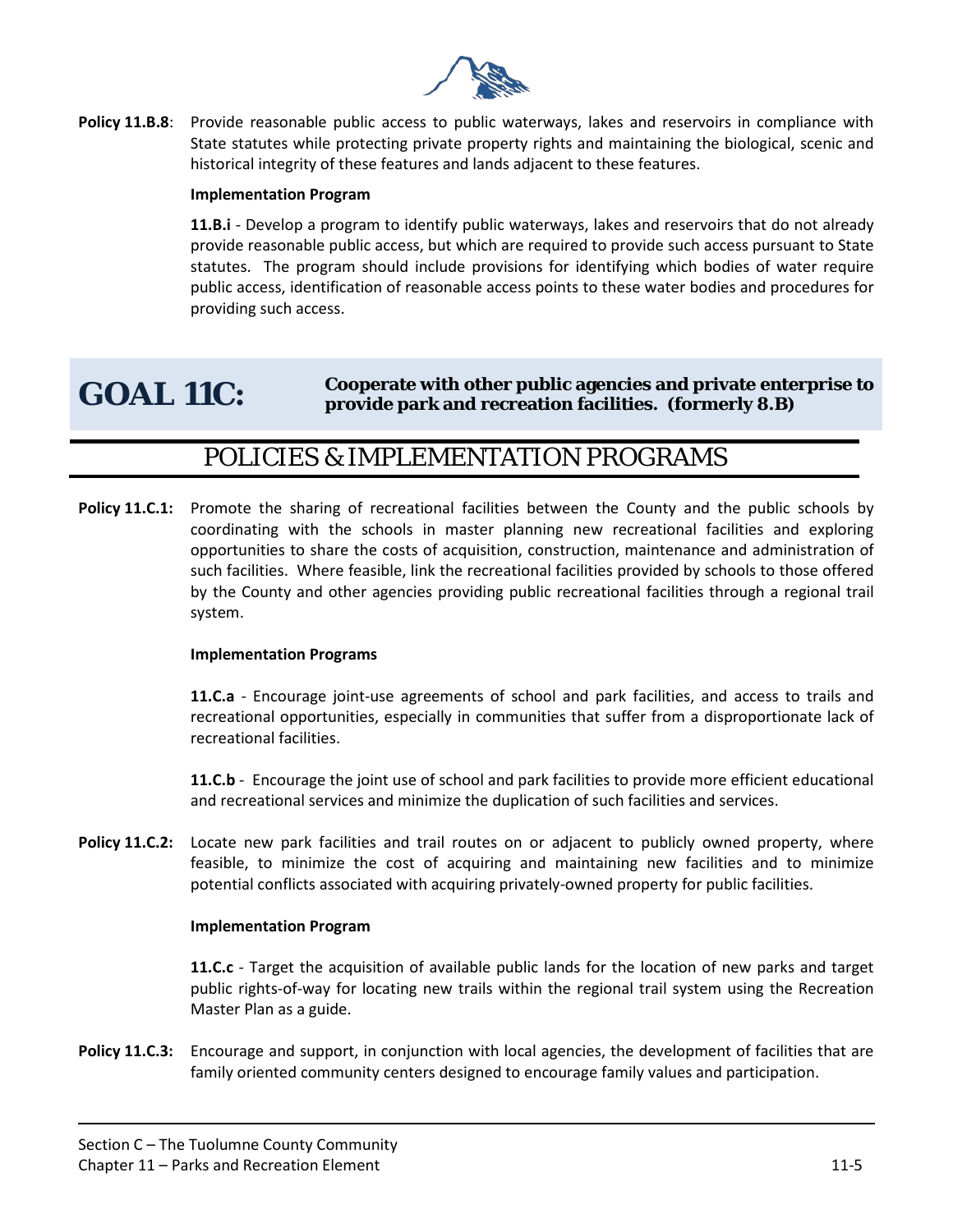**Policy 11.B.8**: Provide reasonable public access to public waterways, lakes and reservoirs in compliance with State statutes while protecting private property rights and maintaining the biological, scenic and historical integrity of these features and lands adjacent to these features.

**Implementation Program**

**11.B.i** - Develop a program to identify public waterways, lakes and reservoirs that do not already provide reasonable public access, but which are required to provide such access pursuant to State statutes. The program should include provisions for identifying which bodies of water require public access, identification of reasonable access points to these water bodies and procedures for providing such access.

# GOAL 11C: Cooperate with other public agencies and private enterprise to provide park and recreation facilities. (formerly 8.B)

## POLICIES & IMPLEMENTATION PROGRAMS

**Policy 11.C.1:** Promote the sharing of recreational facilities between the County and the public schools by coordinating with the schools in master planning new recreational facilities and exploring opportunities to share the costs of acquisition, construction, maintenance and administration of such facilities. Where feasible, link the recreational facilities provided by schools to those offered by the County and other agencies providing public recreational facilities through a regional trail system.

**Implementation Programs**

**11.C.a** - Encourage joint-use agreements of school and park facilities, and access to trails and recreational opportunities, especially in communities that suffer from a disproportionate lack of recreational facilities.

**11.C.b** - Encourage the joint use of school and park facilities to provide more efficient educational and recreational services and minimize the duplication of such facilities and services.

**Policy 11.C.2:** Locate new park facilities and trail routes on or adjacent to publicly owned property, where feasible, to minimize the cost of acquiring and maintaining new facilities and to minimize potential conflicts associated with acquiring privately-owned property for public facilities.

**Implementation Program**

**11.C.c** - Target the acquisition of available public lands for the location of new parks and target public rights-of-way for locating new trails within the regional trail system using the Recreation Master Plan as a guide.

**Policy 11.C.3:** Encourage and support, in conjunction with local agencies, the development of facilities that are family oriented community centers designed to encourage family values and participation.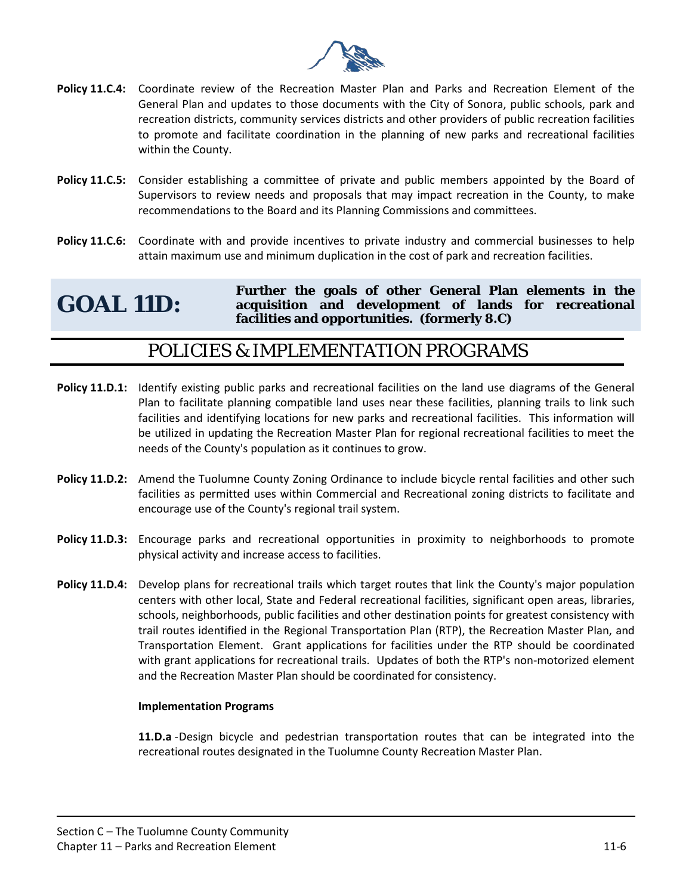**Policy 11.C.4:** Coordinate review of the Recreation Master Plan and Parks and Recreation Element of the General Plan and updates to those documents with the City of Sonora, public schools, park and recreation districts, community services districts and other providers of public recreation facilities to promote and facilitate coordination in the planning of new parks and recreational facilities within the County.

**Policy 11.C.5:** Consider establishing a committee of private and public members appointed by the Board of Supervisors to review needs and proposals that may impact recreation in the County, to make recommendations to the Board and its Planning Commissions and committees.

**Policy 11.C.6:** Coordinate with and provide incentives to private industry and commercial businesses to help attain maximum use and minimum duplication in the cost of park and recreation facilities.

# GOAL 11D: Further the goals of other General Plan elements in the acquisition and development of lands for recreational facilities and opportunities. (formerly 8.C)

## POLICIES & IMPLEMENTATION PROGRAMS

**Policy 11.D.1:** Identify existing public parks and recreational facilities on the land use diagrams of the General Plan to facilitate planning compatible land uses near these facilities, planning trails to link such facilities and identifying locations for new parks and recreational facilities. This information will be utilized in updating the Recreation Master Plan for regional recreational facilities to meet the needs of the County's population as it continues to grow.

**Policy 11.D.2:** Amend the Tuolumne County Zoning Ordinance to include bicycle rental facilities and other such facilities as permitted uses within Commercial and Recreational zoning districts to facilitate and encourage use of the County's regional trail system.

**Policy 11.D.3:** Encourage parks and recreational opportunities in proximity to neighborhoods to promote physical activity and increase access to facilities.

**Policy 11.D.4:** Develop plans for recreational trails which target routes that link the County's major population centers with other local, State and Federal recreational facilities, significant open areas, libraries, schools, neighborhoods, public facilities and other destination points for greatest consistency with trail routes identified in the Regional Transportation Plan (RTP), the Recreation Master Plan, and Transportation Element. Grant applications for facilities under the RTP should be coordinated with grant applications for recreational trails. Updates of both the RTP's non-motorized element and the Recreation Master Plan should be coordinated for consistency.

**Implementation Programs**

**11.D.a** -Design bicycle and pedestrian transportation routes that can be integrated into the recreational routes designated in the Tuolumne County Recreation Master Plan.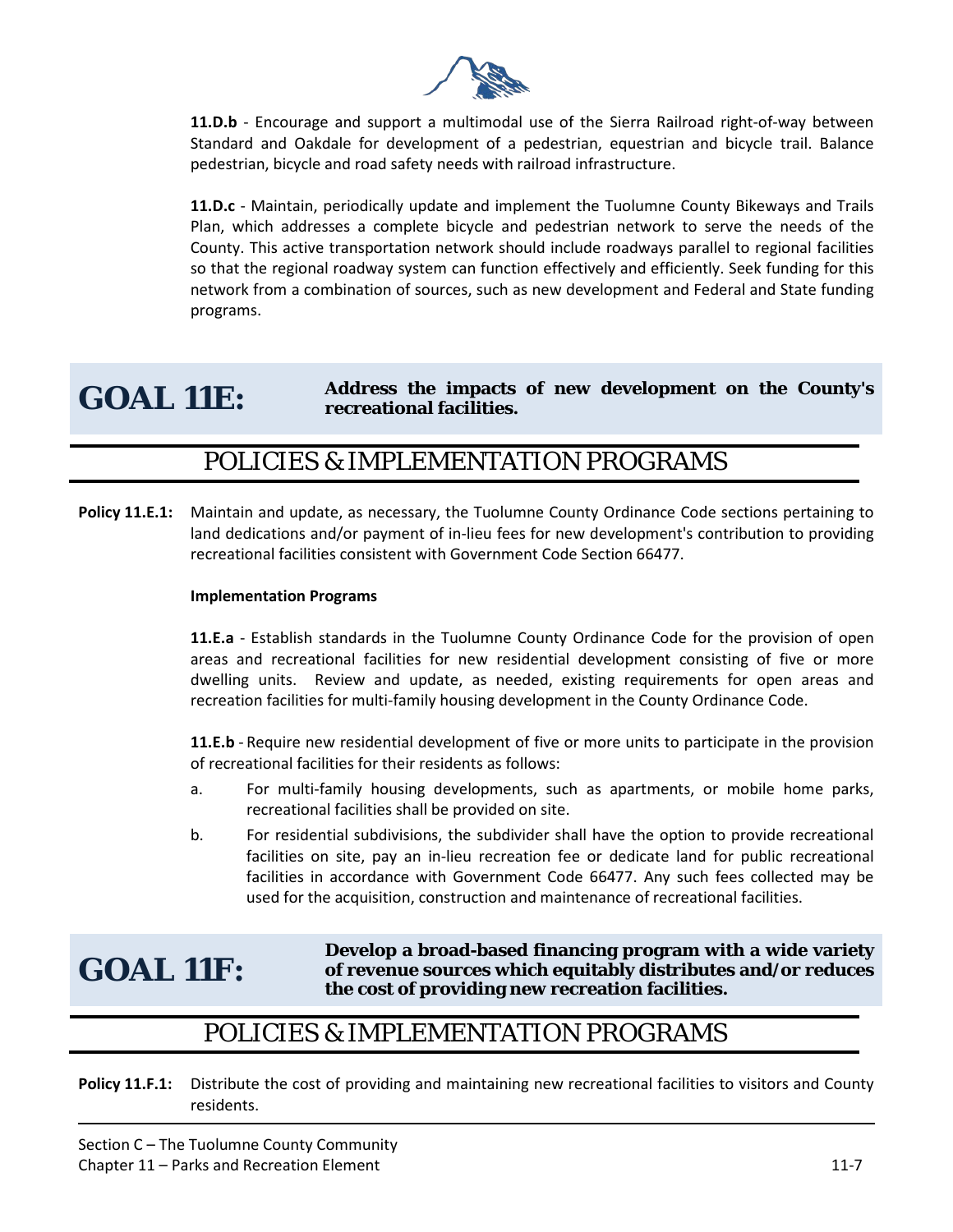**11.D.b** - Encourage and support a multimodal use of the Sierra Railroad right-of-way between Standard and Oakdale for development of a pedestrian, equestrian and bicycle trail. Balance pedestrian, bicycle and road safety needs with railroad infrastructure.

**11.D.c** - Maintain, periodically update and implement the Tuolumne County Bikeways and Trails Plan, which addresses a complete bicycle and pedestrian network to serve the needs of the County. This active transportation network should include roadways parallel to regional facilities so that the regional roadway system can function effectively and efficiently. Seek funding for this network from a combination of sources, such as new development and Federal and State funding programs.

## GOAL 11E: Address the impacts of new development on the County's recreational facilities.

### POLICIES & IMPLEMENTATION PROGRAMS

**Policy 11.E.1:** Maintain and update, as necessary, the Tuolumne County Ordinance Code sections pertaining to land dedications and/or payment of in-lieu fees for new development's contribution to providing recreational facilities consistent with Government Code Section 66477.

**Implementation Programs**

**11.E.a** - Establish standards in the Tuolumne County Ordinance Code for the provision of open areas and recreational facilities for new residential development consisting of five or more dwelling units. Review and update, as needed, existing requirements for open areas and recreation facilities for multi-family housing development in the County Ordinance Code.

**11.E.b** - Require new residential development of five or more units to participate in the provision of recreational facilities for their residents as follows:

a. For multi-family housing developments, such as apartments, or mobile home parks, recreational facilities shall be provided on site.

b. For residential subdivisions, the subdivider shall have the option to provide recreational facilities on site, pay an in-lieu recreation fee or dedicate land for public recreational facilities in accordance with Government Code 66477. Any such fees collected may be used for the acquisition, construction and maintenance of recreational facilities.

## GOAL 11F: Develop a broad-based financing program with a wide variety of revenue sources which equitably distributes and/or reduces the cost of providing new recreation facilities.

### POLICIES & IMPLEMENTATION PROGRAMS

**Policy 11.F.1:** Distribute the cost of providing and maintaining new recreational facilities to visitors and County residents.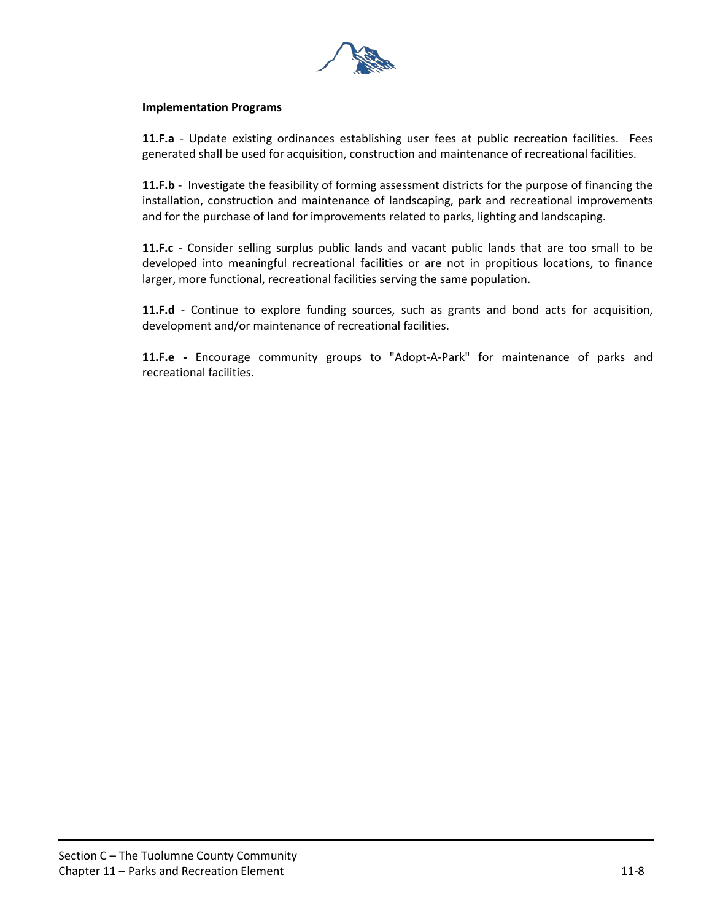**Implementation Programs**

**11.F.a** - Update existing ordinances establishing user fees at public recreation facilities. Fees generated shall be used for acquisition, construction and maintenance of recreational facilities.

**11.F.b** - Investigate the feasibility of forming assessment districts for the purpose of financing the installation, construction and maintenance of landscaping, park and recreational improvements and for the purchase of land for improvements related to parks, lighting and landscaping.

**11.F.c** - Consider selling surplus public lands and vacant public lands that are too small to be developed into meaningful recreational facilities or are not in propitious locations, to finance larger, more functional, recreational facilities serving the same population.

**11.F.d** - Continue to explore funding sources, such as grants and bond acts for acquisition, development and/or maintenance of recreational facilities.

**11.F.e -** Encourage community groups to "Adopt-A-Park" for maintenance of parks and recreational facilities.